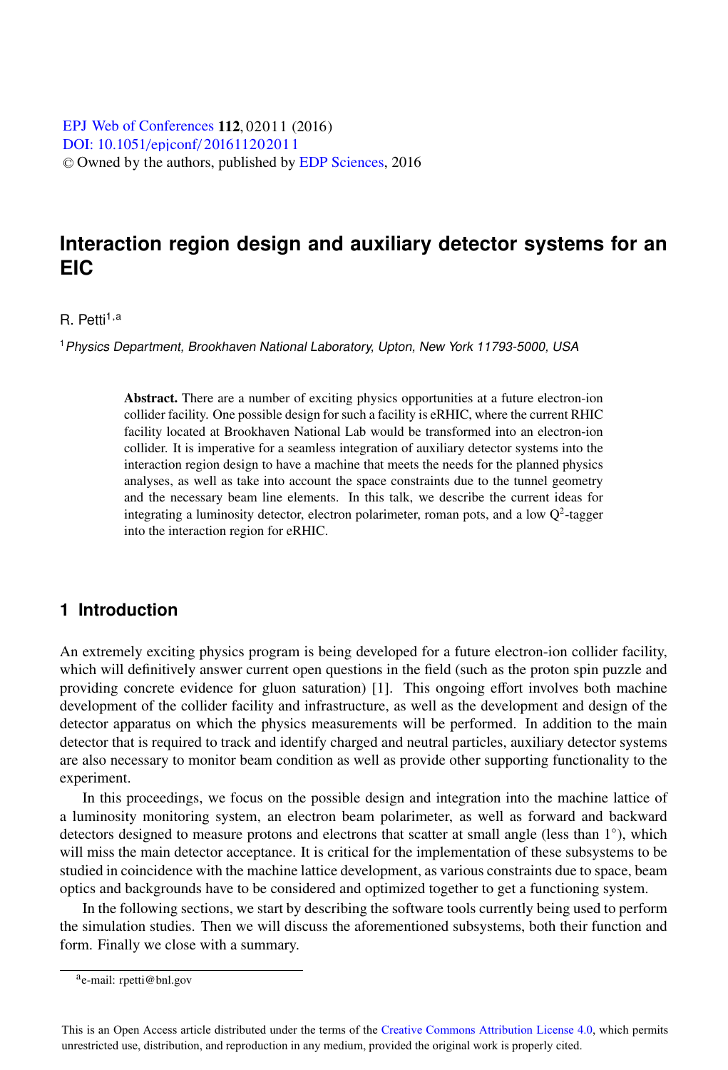# Interaction region design and auxiliary detector systems for an EIC

R. Petti[1,a]

[1] *Physics Department, Brookhaven National Laboratory, Upton, New York 11793-5000, USA*

**Abstract.** There are a number of exciting physics opportunities at a future electron-ion collider facility. One possible design for such a facility is eRHIC, where the current RHIC facility located at Brookhaven National Lab would be transformed into an electron-ion collider. It is imperative for a seamless integration of auxiliary detector systems into the interaction region design to have a machine that meets the needs for the planned physics analyses, as well as take into account the space constraints due to the tunnel geometry and the necessary beam line elements. In this talk, we describe the current ideas for integrating a luminosity detector, electron polarimeter, roman pots, and a low $Q^2$-tagger into the interaction region for eRHIC.

## 1 Introduction

An extremely exciting physics program is being developed for a future electron-ion collider facility, which will definitively answer current open questions in the field (such as the proton spin puzzle and providing concrete evidence for gluon saturation) [1]. This ongoing effort involves both machine development of the collider facility and infrastructure, as well as the development and design of the detector apparatus on which the physics measurements will be performed. In addition to the main detector that is required to track and identify charged and neutral particles, auxiliary detector systems are also necessary to monitor beam condition as well as provide other supporting functionality to the experiment.

In this proceedings, we focus on the possible design and integration into the machine lattice of a luminosity monitoring system, an electron beam polarimeter, as well as forward and backward detectors designed to measure protons and electrons that scatter at small angle (less than 1°), which will miss the main detector acceptance. It is critical for the implementation of these subsystems to be studied in coincidence with the machine lattice development, as various constraints due to space, beam optics and backgrounds have to be considered and optimized together to get a functioning system.

In the following sections, we start by describing the software tools currently being used to perform the simulation studies. Then we will discuss the aforementioned subsystems, both their function and form. Finally we close with a summary.

[a] e-mail: rpetti@bnl.gov

This is an Open Access article distributed under the terms of the Creative Commons Attribution License 4.0, which permits unrestricted use, distribution, and reproduction in any medium, provided the original work is properly cited.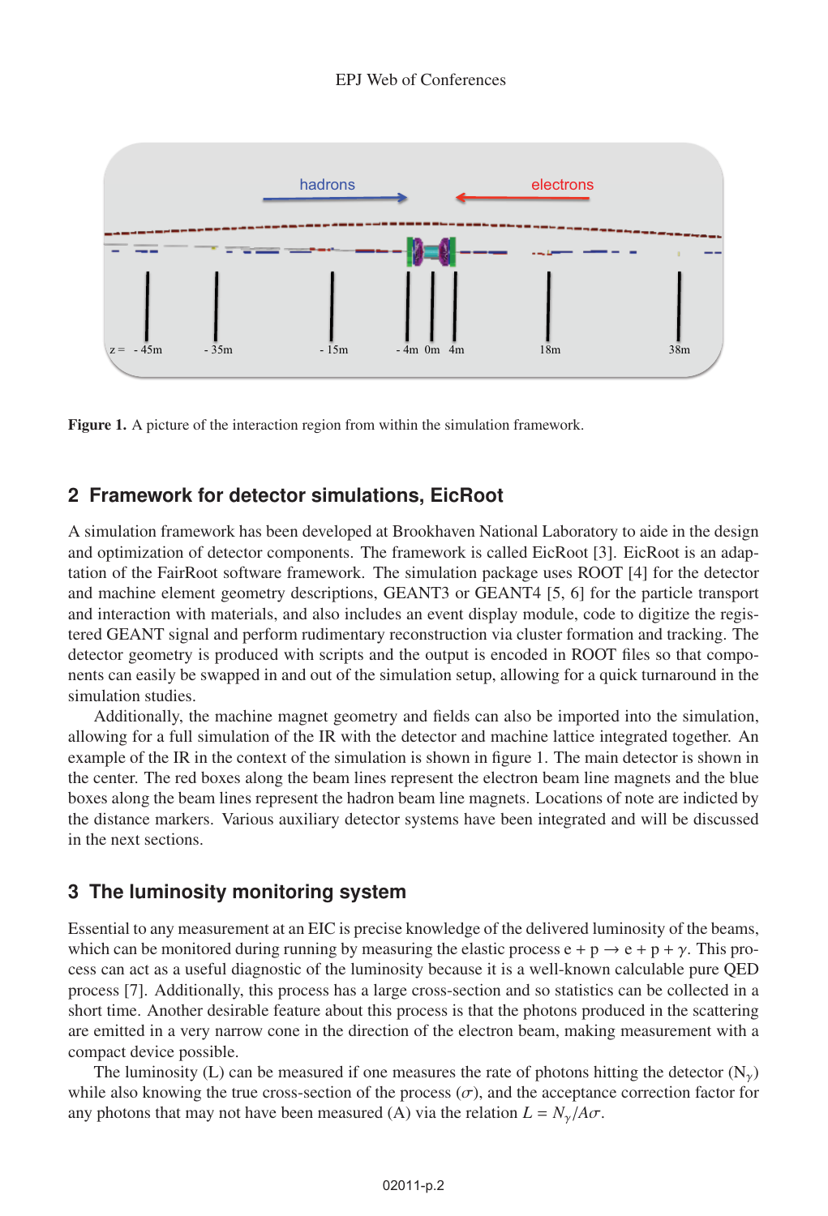**Figure 1.** A picture of the interaction region from within the simulation framework.

## 2 Framework for detector simulations, EicRoot

A simulation framework has been developed at Brookhaven National Laboratory to aide in the design and optimization of detector components. The framework is called EicRoot [3]. EicRoot is an adaptation of the FairRoot software framework. The simulation package uses ROOT [4] for the detector and machine element geometry descriptions, GEANT3 or GEANT4 [5, 6] for the particle transport and interaction with materials, and also includes an event display module, code to digitize the registered GEANT signal and perform rudimentary reconstruction via cluster formation and tracking. The detector geometry is produced with scripts and the output is encoded in ROOT files so that components can easily be swapped in and out of the simulation setup, allowing for a quick turnaround in the simulation studies.

Additionally, the machine magnet geometry and fields can also be imported into the simulation, allowing for a full simulation of the IR with the detector and machine lattice integrated together. An example of the IR in the context of the simulation is shown in figure 1. The main detector is shown in the center. The red boxes along the beam lines represent the electron beam line magnets and the blue boxes along the beam lines represent the hadron beam line magnets. Locations of note are indicted by the distance markers. Various auxiliary detector systems have been integrated and will be discussed in the next sections.

## 3 The luminosity monitoring system

Essential to any measurement at an EIC is precise knowledge of the delivered luminosity of the beams, which can be monitored during running by measuring the elastic process $e + p \rightarrow e + p + \gamma$. This process can act as a useful diagnostic of the luminosity because it is a well-known calculable pure QED process [7]. Additionally, this process has a large cross-section and so statistics can be collected in a short time. Another desirable feature about this process is that the photons produced in the scattering are emitted in a very narrow cone in the direction of the electron beam, making measurement with a compact device possible.

The luminosity (L) can be measured if one measures the rate of photons hitting the detector ($N_\gamma$) while also knowing the true cross-section of the process ($\sigma$), and the acceptance correction factor for any photons that may not have been measured (A) via the relation $L = N_\gamma / A\sigma$.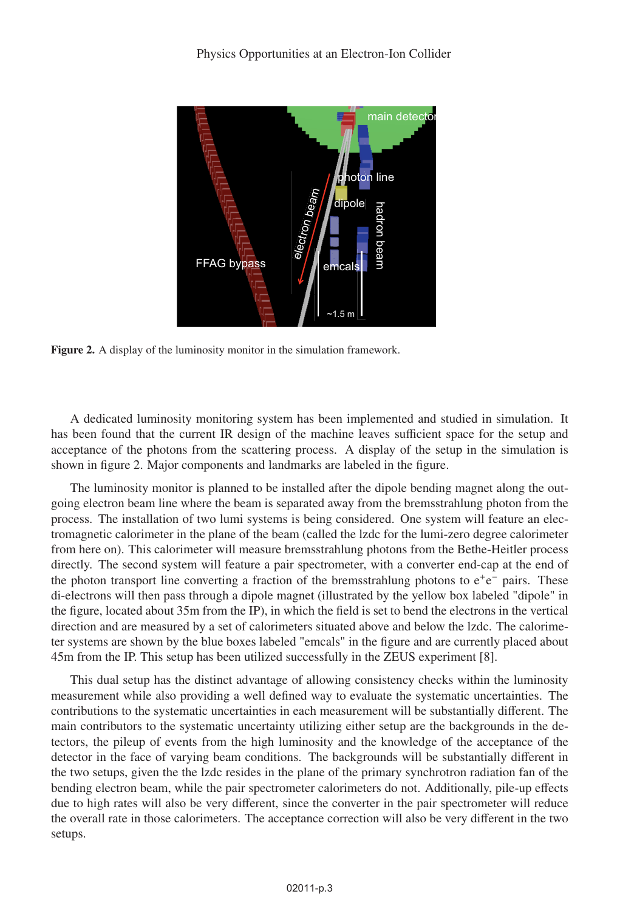Figure 2. A display of the luminosity monitor in the simulation framework.

A dedicated luminosity monitoring system has been implemented and studied in simulation. It has been found that the current IR design of the machine leaves sufficient space for the setup and acceptance of the photons from the scattering process. A display of the setup in the simulation is shown in figure 2. Major components and landmarks are labeled in the figure.

The luminosity monitor is planned to be installed after the dipole bending magnet along the outgoing electron beam line where the beam is separated away from the bremsstrahlung photon from the process. The installation of two lumi systems is being considered. One system will feature an electromagnetic calorimeter in the plane of the beam (called the lzdc for the lumi-zero degree calorimeter from here on). This calorimeter will measure bremsstrahlung photons from the Bethe-Heitler process directly. The second system will feature a pair spectrometer, with a converter end-cap at the end of the photon transport line converting a fraction of the bremsstrahlung photons to $e^+e^-$ pairs. These di-electrons will then pass through a dipole magnet (illustrated by the yellow box labeled "dipole" in the figure, located about 35m from the IP), in which the field is set to bend the electrons in the vertical direction and are measured by a set of calorimeters situated above and below the lzdc. The calorimeter systems are shown by the blue boxes labeled "emcals" in the figure and are currently placed about 45m from the IP. This setup has been utilized successfully in the ZEUS experiment [8].

This dual setup has the distinct advantage of allowing consistency checks within the luminosity measurement while also providing a well defined way to evaluate the systematic uncertainties. The contributions to the systematic uncertainties in each measurement will be substantially different. The main contributors to the systematic uncertainty utilizing either setup are the backgrounds in the detectors, the pileup of events from the high luminosity and the knowledge of the acceptance of the detector in the face of varying beam conditions. The backgrounds will be substantially different in the two setups, given the the lzdc resides in the plane of the primary synchrotron radiation fan of the bending electron beam, while the pair spectrometer calorimeters do not. Additionally, pile-up effects due to high rates will also be very different, since the converter in the pair spectrometer will reduce the overall rate in those calorimeters. The acceptance correction will also be very different in the two setups.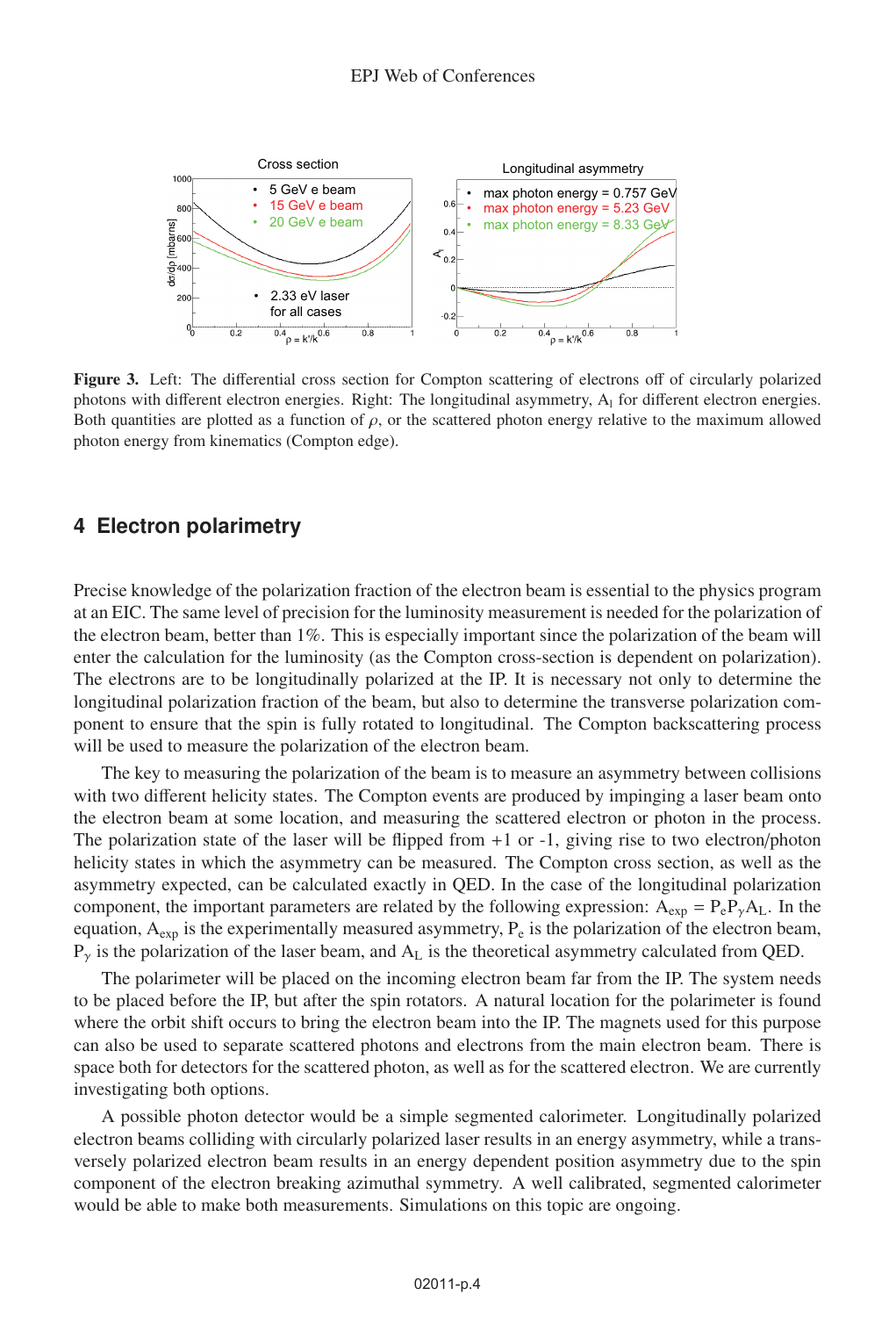**Figure 3.** Left: The differential cross section for Compton scattering of electrons off of circularly polarized photons with different electron energies. Right: The longitudinal asymmetry, $A_l$ for different electron energies. Both quantities are plotted as a function of $\rho$, or the scattered photon energy relative to the maximum allowed photon energy from kinematics (Compton edge).

## 4 Electron polarimetry

Precise knowledge of the polarization fraction of the electron beam is essential to the physics program at an EIC. The same level of precision for the luminosity measurement is needed for the polarization of the electron beam, better than 1%. This is especially important since the polarization of the beam will enter the calculation for the luminosity (as the Compton cross-section is dependent on polarization). The electrons are to be longitudinally polarized at the IP. It is necessary not only to determine the longitudinal polarization fraction of the beam, but also to determine the transverse polarization component to ensure that the spin is fully rotated to longitudinal. The Compton backscattering process will be used to measure the polarization of the electron beam.

The key to measuring the polarization of the beam is to measure an asymmetry between collisions with two different helicity states. The Compton events are produced by impinging a laser beam onto the electron beam at some location, and measuring the scattered electron or photon in the process. The polarization state of the laser will be flipped from +1 or -1, giving rise to two electron/photon helicity states in which the asymmetry can be measured. The Compton cross section, as well as the asymmetry expected, can be calculated exactly in QED. In the case of the longitudinal polarization component, the important parameters are related by the following expression: $A_{exp} = P_e P_\gamma A_L$. In the equation, $A_{exp}$ is the experimentally measured asymmetry, $P_e$ is the polarization of the electron beam, $P_\gamma$ is the polarization of the laser beam, and $A_L$ is the theoretical asymmetry calculated from QED.

The polarimeter will be placed on the incoming electron beam far from the IP. The system needs to be placed before the IP, but after the spin rotators. A natural location for the polarimeter is found where the orbit shift occurs to bring the electron beam into the IP. The magnets used for this purpose can also be used to separate scattered photons and electrons from the main electron beam. There is space both for detectors for the scattered photon, as well as for the scattered electron. We are currently investigating both options.

A possible photon detector would be a simple segmented calorimeter. Longitudinally polarized electron beams colliding with circularly polarized laser results in an energy asymmetry, while a transversely polarized electron beam results in an energy dependent position asymmetry due to the spin component of the electron breaking azimuthal symmetry. A well calibrated, segmented calorimeter would be able to make both measurements. Simulations on this topic are ongoing.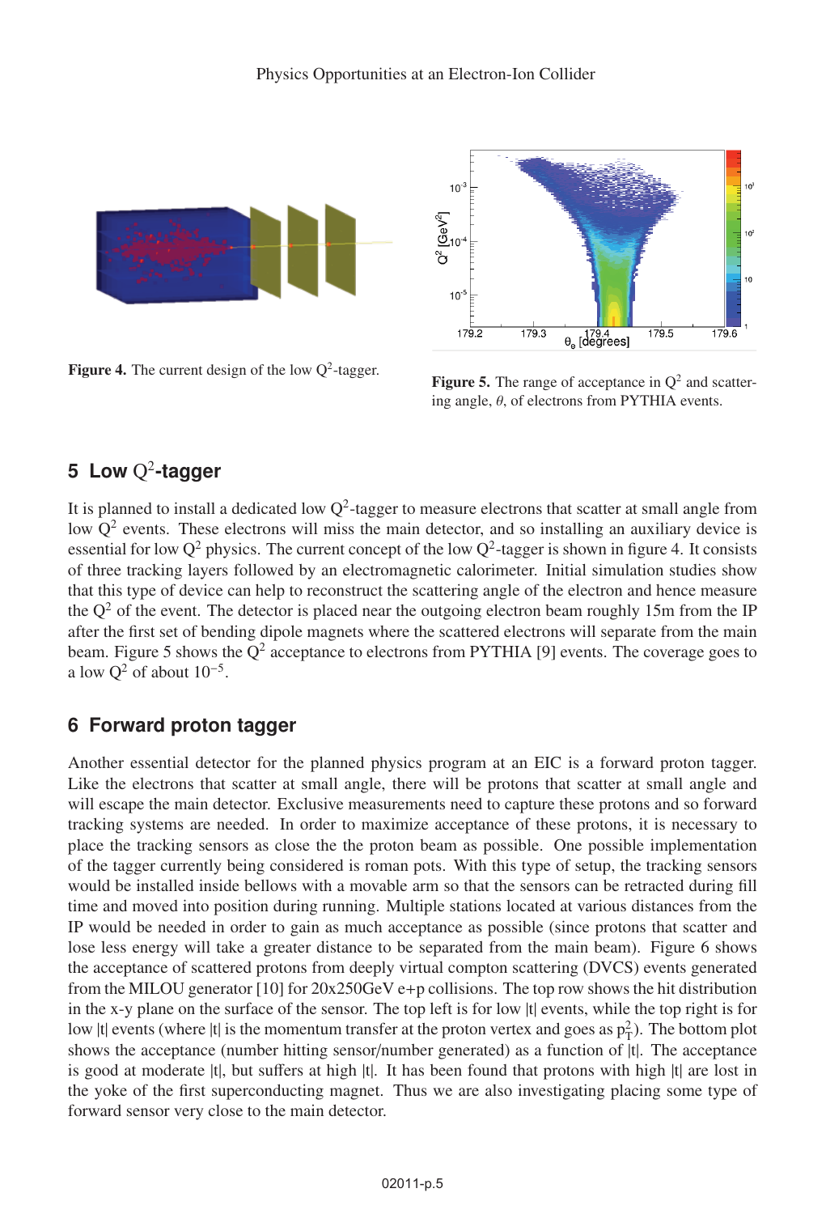**Figure 4.** The current design of the low $Q^2$-tagger.

**Figure 5.** The range of acceptance in $Q^2$ and scattering angle, $\theta$, of electrons from PYTHIA events.

## 5 Low $Q^2$-tagger

It is planned to install a dedicated low $Q^2$-tagger to measure electrons that scatter at small angle from low $Q^2$ events. These electrons will miss the main detector, and so installing an auxiliary device is essential for low $Q^2$ physics. The current concept of the low $Q^2$-tagger is shown in figure 4. It consists of three tracking layers followed by an electromagnetic calorimeter. Initial simulation studies show that this type of device can help to reconstruct the scattering angle of the electron and hence measure the $Q^2$ of the event. The detector is placed near the outgoing electron beam roughly 15m from the IP after the first set of bending dipole magnets where the scattered electrons will separate from the main beam. Figure 5 shows the $Q^2$ acceptance to electrons from PYTHIA [9] events. The coverage goes to a low $Q^2$ of about $10^{-5}$.

## 6 Forward proton tagger

Another essential detector for the planned physics program at an EIC is a forward proton tagger. Like the electrons that scatter at small angle, there will be protons that scatter at small angle and will escape the main detector. Exclusive measurements need to capture these protons and so forward tracking systems are needed. In order to maximize acceptance of these protons, it is necessary to place the tracking sensors as close the the proton beam as possible. One possible implementation of the tagger currently being considered is roman pots. With this type of setup, the tracking sensors would be installed inside bellows with a movable arm so that the sensors can be retracted during fill time and moved into position during running. Multiple stations located at various distances from the IP would be needed in order to gain as much acceptance as possible (since protons that scatter and lose less energy will take a greater distance to be separated from the main beam). Figure 6 shows the acceptance of scattered protons from deeply virtual compton scattering (DVCS) events generated from the MILOU generator [10] for 20x250GeV e+p collisions. The top row shows the hit distribution in the x-y plane on the surface of the sensor. The top left is for low |t| events, while the top right is for low |t| events (where |t| is the momentum transfer at the proton vertex and goes as $p_T^2$). The bottom plot shows the acceptance (number hitting sensor/number generated) as a function of |t|. The acceptance is good at moderate |t|, but suffers at high |t|. It has been found that protons with high |t| are lost in the yoke of the first superconducting magnet. Thus we are also investigating placing some type of forward sensor very close to the main detector.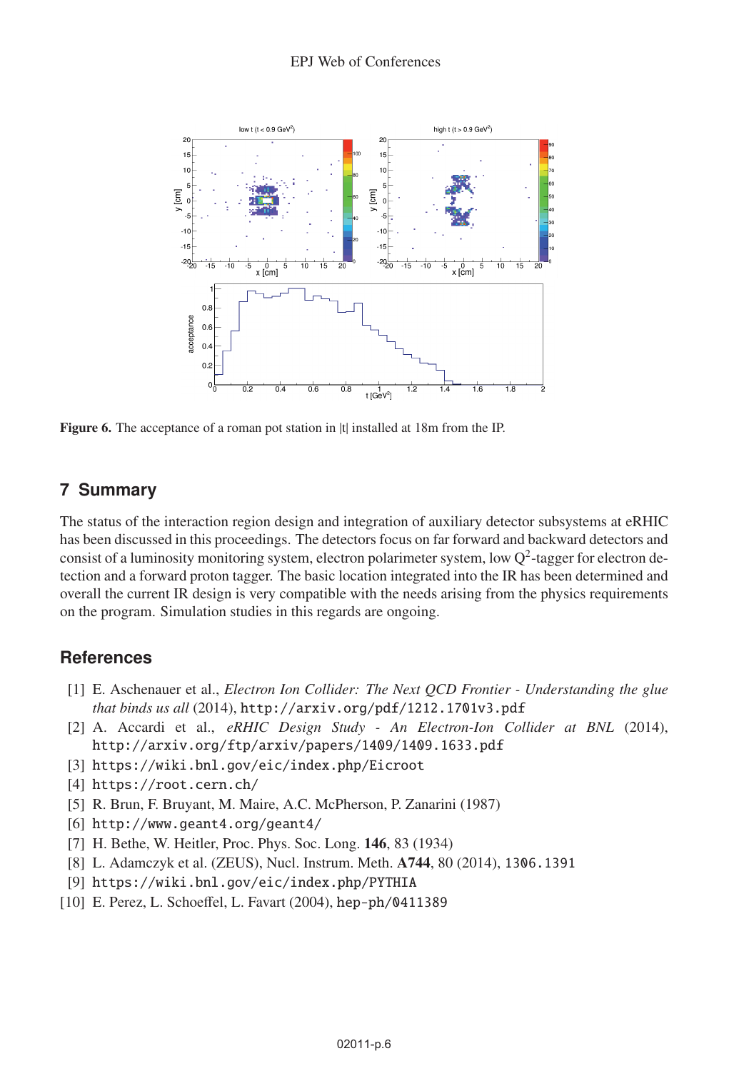low t (t < 0.9 GeV$^2$)

high t (t > 0.9 GeV$^2$)

y [cm]

x [cm]

acceptance

t [GeV$^2$]

**Figure 6.** The acceptance of a roman pot station in |t| installed at 18m from the IP.

## 7 Summary

The status of the interaction region design and integration of auxiliary detector subsystems at eRHIC has been discussed in this proceedings. The detectors focus on far forward and backward detectors and consist of a luminosity monitoring system, electron polarimeter system, low $Q^2$-tagger for electron detection and a forward proton tagger. The basic location integrated into the IR has been determined and overall the current IR design is very compatible with the needs arising from the physics requirements on the program. Simulation studies in this regards are ongoing.

## References

[1] E. Aschenauer et al., *Electron Ion Collider: The Next QCD Frontier - Understanding the glue that binds us all* (2014), http://arxiv.org/pdf/1212.1701v3.pdf

[2] A. Accardi et al., *eRHIC Design Study - An Electron-Ion Collider at BNL* (2014), http://arxiv.org/ftp/arxiv/papers/1409/1409.1633.pdf

[3] https://wiki.bnl.gov/eic/index.php/Eicroot

[4] https://root.cern.ch/

[5] R. Brun, F. Bruyant, M. Maire, A.C. McPherson, P. Zanarini (1987)

[6] http://www.geant4.org/geant4/

[7] H. Bethe, W. Heitler, Proc. Phys. Soc. Long. **146**, 83 (1934)

[8] L. Adamczyk et al. (ZEUS), Nucl. Instrum. Meth. **A744**, 80 (2014), 1306.1391

[9] https://wiki.bnl.gov/eic/index.php/PYTHIA

[10] E. Perez, L. Schoeffel, L. Favart (2004), hep-ph/0411389